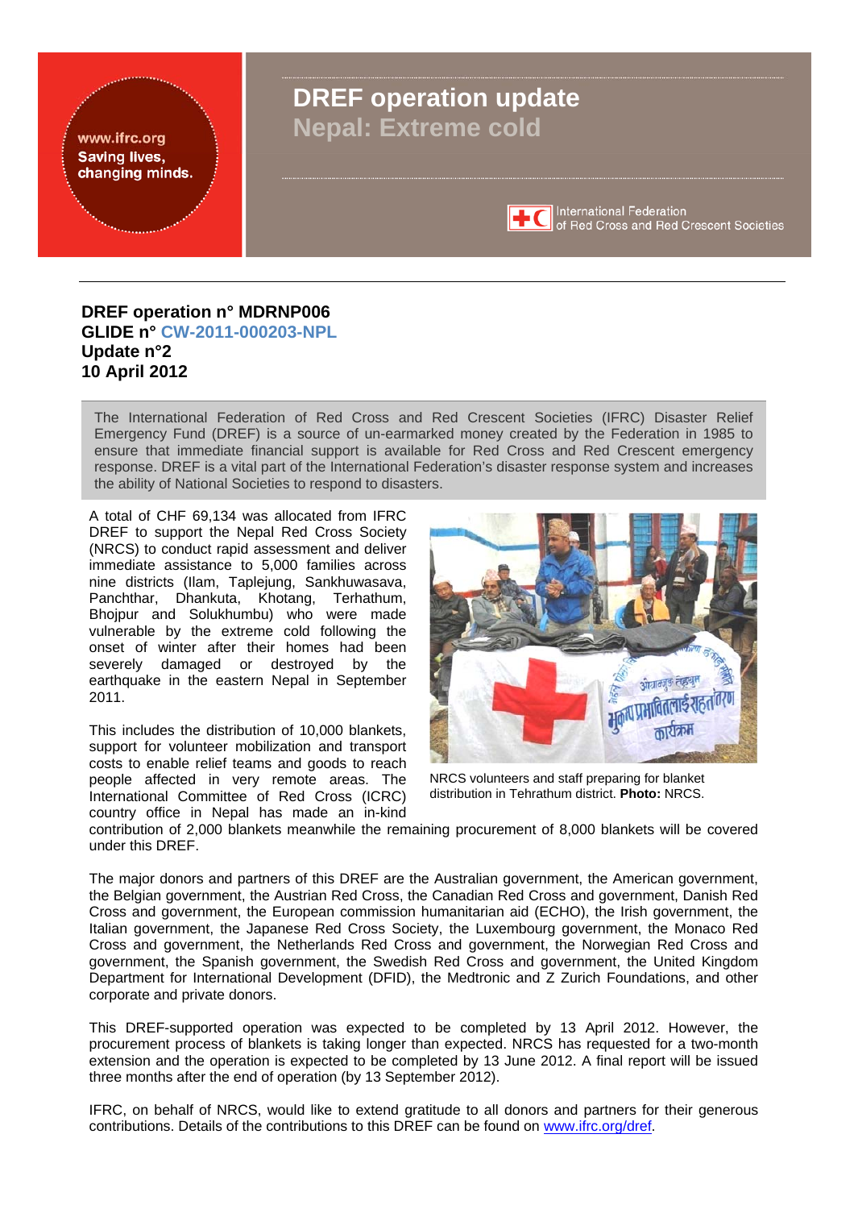www.ifrc.org
Saving lives, changing minds.

# DREF operation update
## Nepal: Extreme cold

International Federation of Red Cross and Red Crescent Societies

**DREF operation n° MDRNP006**
**GLIDE n° CW-2011-000203-NPL**
**Update n°2**
**10 April 2012**

The International Federation of Red Cross and Red Crescent Societies (IFRC) Disaster Relief Emergency Fund (DREF) is a source of un-earmarked money created by the Federation in 1985 to ensure that immediate financial support is available for Red Cross and Red Crescent emergency response. DREF is a vital part of the International Federation's disaster response system and increases the ability of National Societies to respond to disasters.

A total of CHF 69,134 was allocated from IFRC DREF to support the Nepal Red Cross Society (NRCS) to conduct rapid assessment and deliver immediate assistance to 5,000 families across nine districts (Ilam, Taplejung, Sankhuwasava, Panchthar, Dhankuta, Khotang, Terhathum, Bhojpur and Solukhumbu) who were made vulnerable by the extreme cold following the onset of winter after their homes had been severely damaged or destroyed by the earthquake in the eastern Nepal in September 2011.

NRCS volunteers and staff preparing for blanket distribution in Tehrathum district. **Photo:** NRCS.

This includes the distribution of 10,000 blankets, support for volunteer mobilization and transport costs to enable relief teams and goods to reach people affected in very remote areas. The International Committee of Red Cross (ICRC) country office in Nepal has made an in-kind contribution of 2,000 blankets meanwhile the remaining procurement of 8,000 blankets will be covered under this DREF.

The major donors and partners of this DREF are the Australian government, the American government, the Belgian government, the Austrian Red Cross, the Canadian Red Cross and government, Danish Red Cross and government, the European commission humanitarian aid (ECHO), the Irish government, the Italian government, the Japanese Red Cross Society, the Luxembourg government, the Monaco Red Cross and government, the Netherlands Red Cross and government, the Norwegian Red Cross and government, the Spanish government, the Swedish Red Cross and government, the United Kingdom Department for International Development (DFID), the Medtronic and Z Zurich Foundations, and other corporate and private donors.

This DREF-supported operation was expected to be completed by 13 April 2012. However, the procurement process of blankets is taking longer than expected. NRCS has requested for a two-month extension and the operation is expected to be completed by 13 June 2012. A final report will be issued three months after the end of operation (by 13 September 2012).

IFRC, on behalf of NRCS, would like to extend gratitude to all donors and partners for their generous contributions. Details of the contributions to this DREF can be found on [www.ifrc.org/dref](http://www.ifrc.org/dref).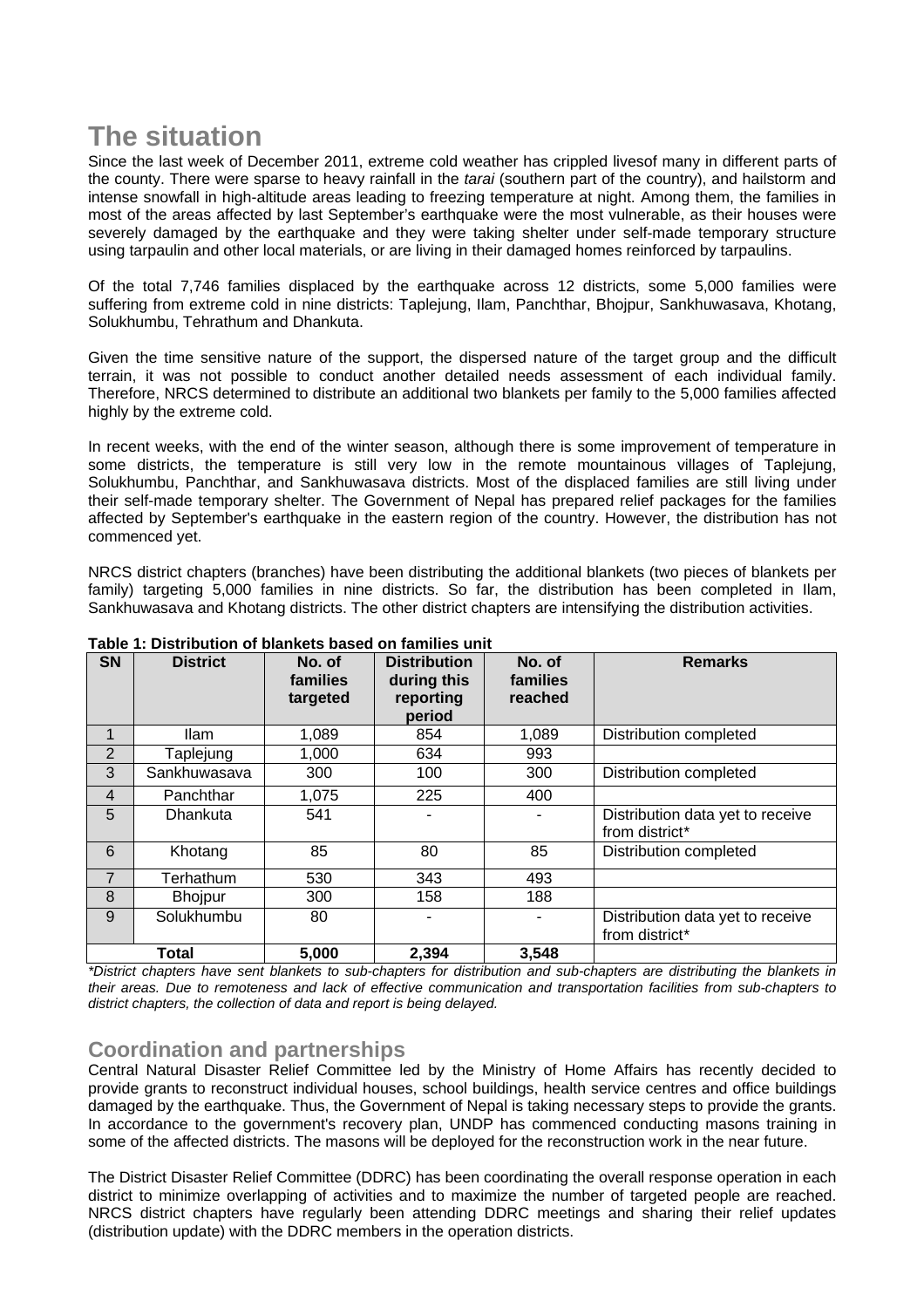# The situation

Since the last week of December 2011, extreme cold weather has crippled livesof many in different parts of the county. There were sparse to heavy rainfall in the *tarai* (southern part of the country), and hailstorm and intense snowfall in high-altitude areas leading to freezing temperature at night. Among them, the families in most of the areas affected by last September's earthquake were the most vulnerable, as their houses were severely damaged by the earthquake and they were taking shelter under self-made temporary structure using tarpaulin and other local materials, or are living in their damaged homes reinforced by tarpaulins.

Of the total 7,746 families displaced by the earthquake across 12 districts, some 5,000 families were suffering from extreme cold in nine districts: Taplejung, Ilam, Panchthar, Bhojpur, Sankhuwasava, Khotang, Solukhumbu, Tehrathum and Dhankuta.

Given the time sensitive nature of the support, the dispersed nature of the target group and the difficult terrain, it was not possible to conduct another detailed needs assessment of each individual family. Therefore, NRCS determined to distribute an additional two blankets per family to the 5,000 families affected highly by the extreme cold.

In recent weeks, with the end of the winter season, although there is some improvement of temperature in some districts, the temperature is still very low in the remote mountainous villages of Taplejung, Solukhumbu, Panchthar, and Sankhuwasava districts. Most of the displaced families are still living under their self-made temporary shelter. The Government of Nepal has prepared relief packages for the families affected by September's earthquake in the eastern region of the country. However, the distribution has not commenced yet.

NRCS district chapters (branches) have been distributing the additional blankets (two pieces of blankets per family) targeting 5,000 families in nine districts. So far, the distribution has been completed in Ilam, Sankhuwasava and Khotang districts. The other district chapters are intensifying the distribution activities.

**Table 1: Distribution of blankets based on families unit**

| SN | District | No. of families targeted | Distribution during this reporting period | No. of families reached | Remarks |
|---|---|---|---|---|---|
| 1 | Ilam | 1,089 | 854 | 1,089 | Distribution completed |
| 2 | Taplejung | 1,000 | 634 | 993 | |
| 3 | Sankhuwasava | 300 | 100 | 300 | Distribution completed |
| 4 | Panchthar | 1,075 | 225 | 400 | |
| 5 | Dhankuta | 541 | - | - | Distribution data yet to receive from district* |
| 6 | Khotang | 85 | 80 | 85 | Distribution completed |
| 7 | Terhathum | 530 | 343 | 493 | |
| 8 | Bhojpur | 300 | 158 | 188 | |
| 9 | Solukhumbu | 80 | - | - | Distribution data yet to receive from district* |
| | **Total** | **5,000** | **2,394** | **3,548** | |

*\*District chapters have sent blankets to sub-chapters for distribution and sub-chapters are distributing the blankets in their areas. Due to remoteness and lack of effective communication and transportation facilities from sub-chapters to district chapters, the collection of data and report is being delayed.*

## Coordination and partnerships

Central Natural Disaster Relief Committee led by the Ministry of Home Affairs has recently decided to provide grants to reconstruct individual houses, school buildings, health service centres and office buildings damaged by the earthquake. Thus, the Government of Nepal is taking necessary steps to provide the grants. In accordance to the government's recovery plan, UNDP has commenced conducting masons training in some of the affected districts. The masons will be deployed for the reconstruction work in the near future.

The District Disaster Relief Committee (DDRC) has been coordinating the overall response operation in each district to minimize overlapping of activities and to maximize the number of targeted people are reached. NRCS district chapters have regularly been attending DDRC meetings and sharing their relief updates (distribution update) with the DDRC members in the operation districts.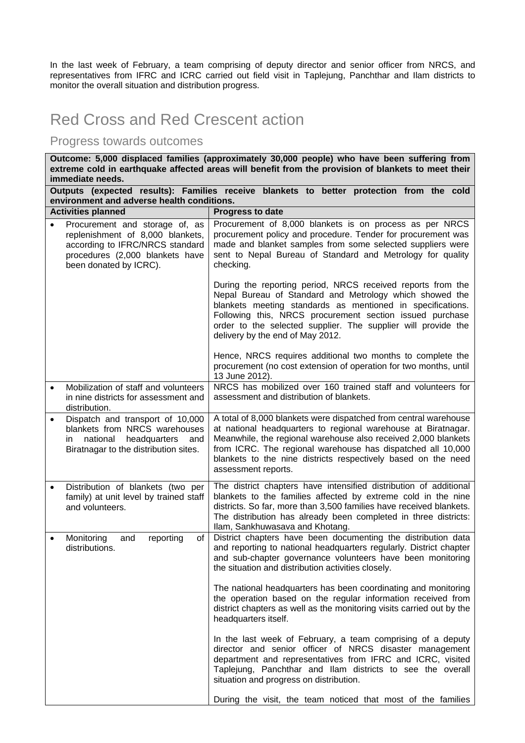In the last week of February, a team comprising of deputy director and senior officer from NRCS, and representatives from IFRC and ICRC carried out field visit in Taplejung, Panchthar and Ilam districts to monitor the overall situation and distribution progress.

# Red Cross and Red Crescent action

## Progress towards outcomes

| **Outcome: 5,000 displaced families (approximately 30,000 people) who have been suffering from extreme cold in earthquake affected areas will benefit from the provision of blankets to meet their immediate needs.** | |
|---|---|
| **Outputs (expected results): Families receive blankets to better protection from the cold environment and adverse health conditions.** | |
| **Activities planned** | **Progress to date** |
| • Procurement and storage of, as replenishment of 8,000 blankets, according to IFRC/NRCS standard procedures (2,000 blankets have been donated by ICRC). | Procurement of 8,000 blankets is on process as per NRCS procurement policy and procedure. Tender for procurement was made and blanket samples from some selected suppliers were sent to Nepal Bureau of Standard and Metrology for quality checking.<br><br>During the reporting period, NRCS received reports from the Nepal Bureau of Standard and Metrology which showed the blankets meeting standards as mentioned in specifications. Following this, NRCS procurement section issued purchase order to the selected supplier. The supplier will provide the delivery by the end of May 2012.<br><br>Hence, NRCS requires additional two months to complete the procurement (no cost extension of operation for two months, until 13 June 2012). |
| • Mobilization of staff and volunteers in nine districts for assessment and distribution. | NRCS has mobilized over 160 trained staff and volunteers for assessment and distribution of blankets. |
| • Dispatch and transport of 10,000 blankets from NRCS warehouses in national headquarters and Biratnagar to the distribution sites. | A total of 8,000 blankets were dispatched from central warehouse at national headquarters to regional warehouse at Biratnagar. Meanwhile, the regional warehouse also received 2,000 blankets from ICRC. The regional warehouse has dispatched all 10,000 blankets to the nine districts respectively based on the need assessment reports. |
| • Distribution of blankets (two per family) at unit level by trained staff and volunteers. | The district chapters have intensified distribution of additional blankets to the families affected by extreme cold in the nine districts. So far, more than 3,500 families have received blankets. The distribution has already been completed in three districts: Ilam, Sankhuwasava and Khotang. |
| • Monitoring and reporting of distributions. | District chapters have been documenting the distribution data and reporting to national headquarters regularly. District chapter and sub-chapter governance volunteers have been monitoring the situation and distribution activities closely.<br><br>The national headquarters has been coordinating and monitoring the operation based on the regular information received from district chapters as well as the monitoring visits carried out by the headquarters itself.<br><br>In the last week of February, a team comprising of a deputy director and senior officer of NRCS disaster management department and representatives from IFRC and ICRC, visited Taplejung, Panchthar and Ilam districts to see the overall situation and progress on distribution.<br><br>During the visit, the team noticed that most of the families |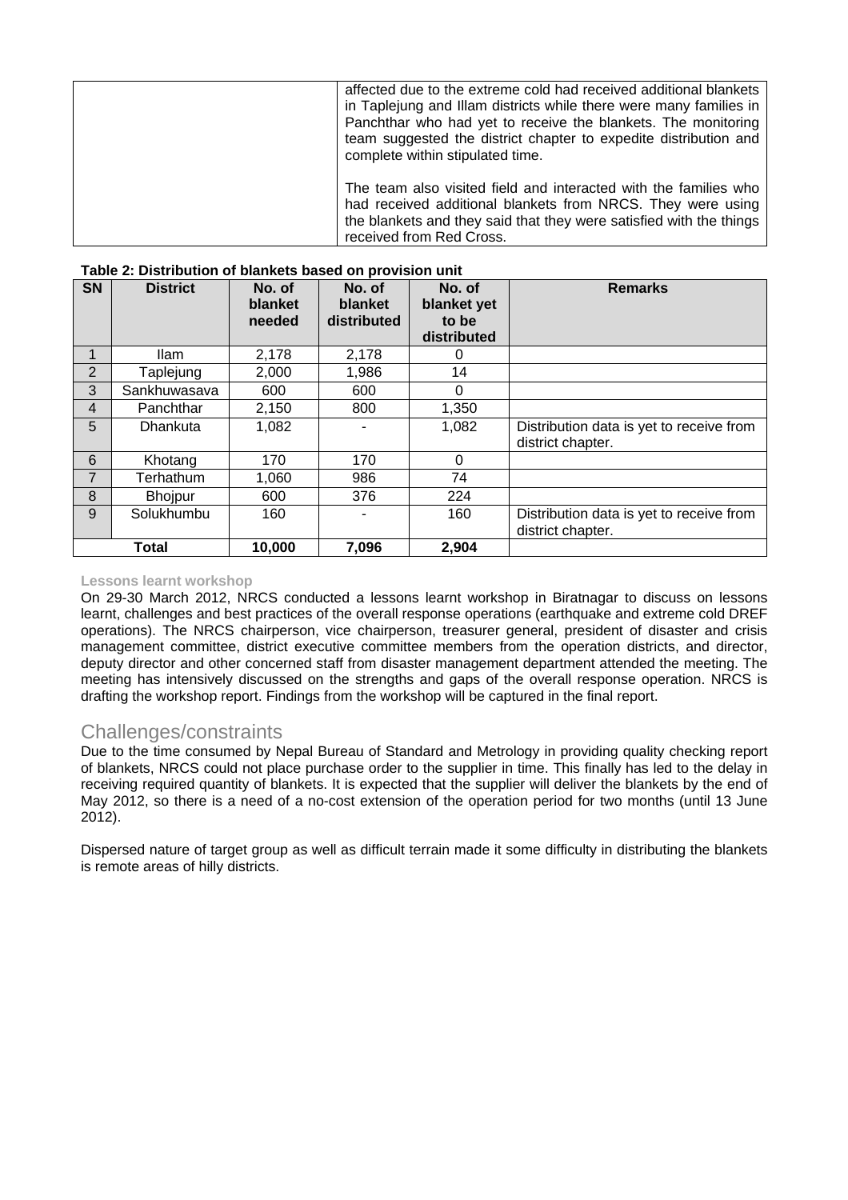| | |
|---|---|
| | affected due to the extreme cold had received additional blankets in Taplejung and Illam districts while there were many families in Panchthar who had yet to receive the blankets. The monitoring team suggested the district chapter to expedite distribution and complete within stipulated time.<br><br>The team also visited field and interacted with the families who had received additional blankets from NRCS. They were using the blankets and they said that they were satisfied with the things received from Red Cross. |

**Table 2: Distribution of blankets based on provision unit**

| SN | District | No. of blanket needed | No. of blanket distributed | No. of blanket yet to be distributed | Remarks |
|---|---|---|---|---|---|
| 1 | Ilam | 2,178 | 2,178 | 0 | |
| 2 | Taplejung | 2,000 | 1,986 | 14 | |
| 3 | Sankhuwasava | 600 | 600 | 0 | |
| 4 | Panchthar | 2,150 | 800 | 1,350 | |
| 5 | Dhankuta | 1,082 | - | 1,082 | Distribution data is yet to receive from district chapter. |
| 6 | Khotang | 170 | 170 | 0 | |
| 7 | Terhathum | 1,060 | 986 | 74 | |
| 8 | Bhojpur | 600 | 376 | 224 | |
| 9 | Solukhumbu | 160 | - | 160 | Distribution data is yet to receive from district chapter. |
| **Total** | | **10,000** | **7,096** | **2,904** | |

**Lessons learnt workshop**

On 29-30 March 2012, NRCS conducted a lessons learnt workshop in Biratnagar to discuss on lessons learnt, challenges and best practices of the overall response operations (earthquake and extreme cold DREF operations). The NRCS chairperson, vice chairperson, treasurer general, president of disaster and crisis management committee, district executive committee members from the operation districts, and director, deputy director and other concerned staff from disaster management department attended the meeting. The meeting has intensively discussed on the strengths and gaps of the overall response operation. NRCS is drafting the workshop report. Findings from the workshop will be captured in the final report.

## Challenges/constraints

Due to the time consumed by Nepal Bureau of Standard and Metrology in providing quality checking report of blankets, NRCS could not place purchase order to the supplier in time. This finally has led to the delay in receiving required quantity of blankets. It is expected that the supplier will deliver the blankets by the end of May 2012, so there is a need of a no-cost extension of the operation period for two months (until 13 June 2012).

Dispersed nature of target group as well as difficult terrain made it some difficulty in distributing the blankets is remote areas of hilly districts.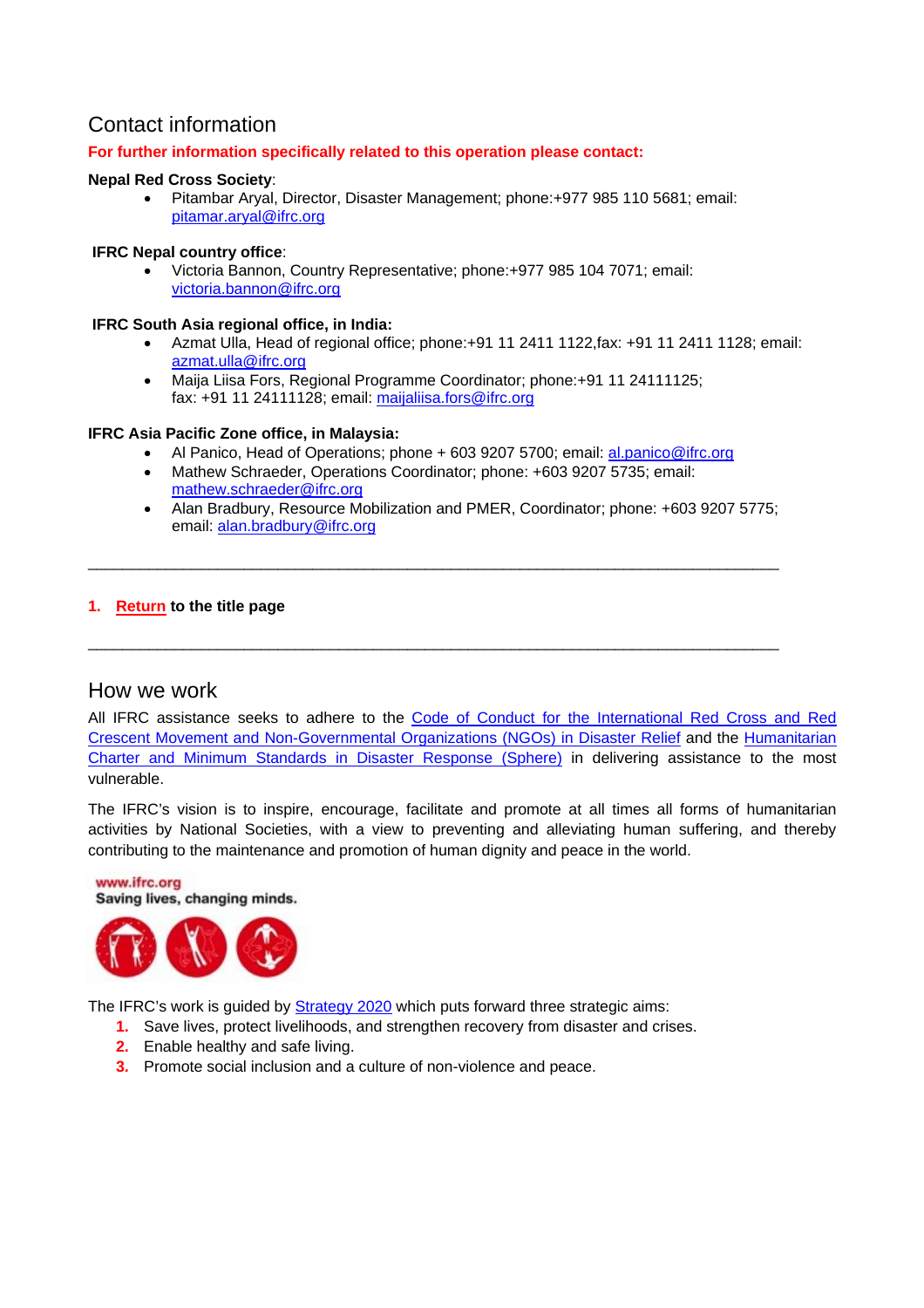## Contact information

**For further information specifically related to this operation please contact:**

**Nepal Red Cross Society**:
- Pitambar Aryal, Director, Disaster Management; phone:+977 985 110 5681; email: pitamar.aryal@ifrc.org

**IFRC Nepal country office**:
- Victoria Bannon, Country Representative; phone:+977 985 104 7071; email: victoria.bannon@ifrc.org

**IFRC South Asia regional office, in India:**
- Azmat Ulla, Head of regional office; phone:+91 11 2411 1122,fax: +91 11 2411 1128; email: azmat.ulla@ifrc.org
- Maija Liisa Fors, Regional Programme Coordinator; phone:+91 11 24111125; fax: +91 11 24111128; email: maijaliisa.fors@ifrc.org

**IFRC Asia Pacific Zone office, in Malaysia:**
- Al Panico, Head of Operations; phone + 603 9207 5700; email: al.panico@ifrc.org
- Mathew Schraeder, Operations Coordinator; phone: +603 9207 5735; email: mathew.schraeder@ifrc.org
- Alan Bradbury, Resource Mobilization and PMER, Coordinator; phone: +603 9207 5775; email: alan.bradbury@ifrc.org

---

1. **Return to the title page**

---

## How we work

All IFRC assistance seeks to adhere to the Code of Conduct for the International Red Cross and Red Crescent Movement and Non-Governmental Organizations (NGOs) in Disaster Relief and the Humanitarian Charter and Minimum Standards in Disaster Response (Sphere) in delivering assistance to the most vulnerable.

The IFRC's vision is to inspire, encourage, facilitate and promote at all times all forms of humanitarian activities by National Societies, with a view to preventing and alleviating human suffering, and thereby contributing to the maintenance and promotion of human dignity and peace in the world.

www.ifrc.org
**Saving lives, changing minds.**

The IFRC's work is guided by Strategy 2020 which puts forward three strategic aims:
1. Save lives, protect livelihoods, and strengthen recovery from disaster and crises.
2. Enable healthy and safe living.
3. Promote social inclusion and a culture of non-violence and peace.